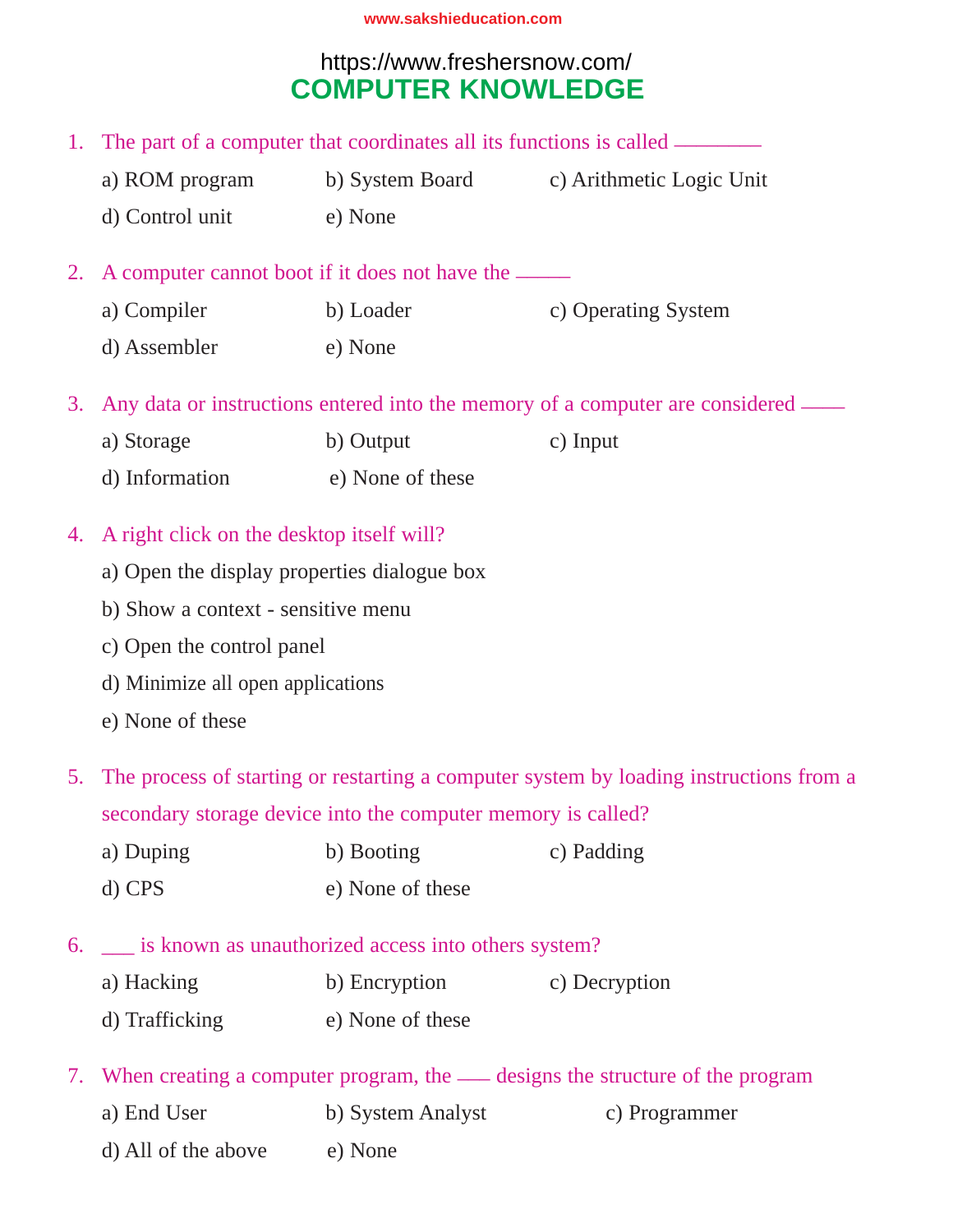# COMPUTER KNOWLEDGE

1. The part of a computer that coordinates all its functions is called ________

   a) ROM program b) System Board c) Arithmetic Logic Unit

   d) Control unit e) None

2. A computer cannot boot if it does not have the ______

   a) Compiler b) Loader c) Operating System

   d) Assembler e) None

3. Any data or instructions entered into the memory of a computer are considered _____

   a) Storage b) Output c) Input

   d) Information e) None of these

4. A right click on the desktop itself will?

   a) Open the display properties dialogue box

   b) Show a context - sensitive menu

   c) Open the control panel

   d) Minimize all open applications

   e) None of these

5. The process of starting or restarting a computer system by loading instructions from a secondary storage device into the computer memory is called?

   a) Duping b) Booting c) Padding

   d) CPS e) None of these

6. ___ is known as unauthorized access into others system?

   a) Hacking b) Encryption c) Decryption

   d) Trafficking e) None of these

7. When creating a computer program, the ___ designs the structure of the program

   a) End User b) System Analyst c) Programmer

   d) All of the above e) None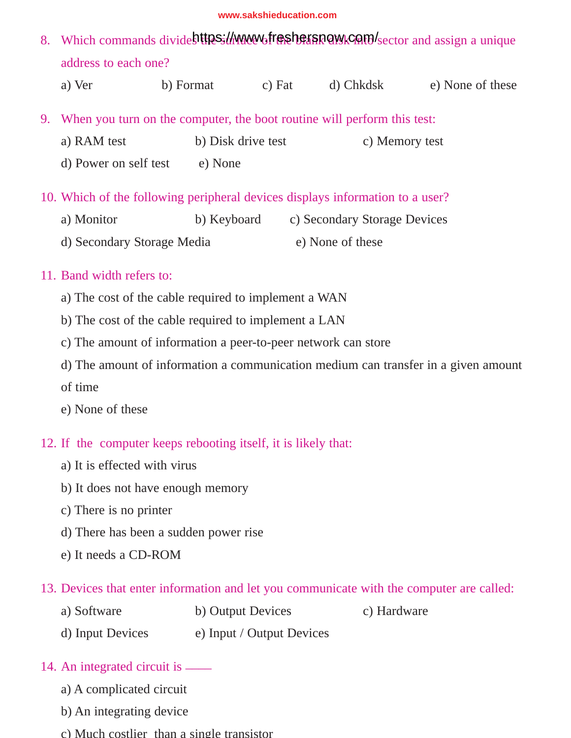8. Which commands divides the surface of the blank disk into sector and assign a unique address to each one?

   a) Ver b) Format c) Fat d) Chkdsk e) None of these

9. When you turn on the computer, the boot routine will perform this test:

   a) RAM test b) Disk drive test c) Memory test
   d) Power on self test e) None

10. Which of the following peripheral devices displays information to a user?

    a) Monitor b) Keyboard c) Secondary Storage Devices
    d) Secondary Storage Media e) None of these

11. Band width refers to:

    a) The cost of the cable required to implement a WAN
    b) The cost of the cable required to implement a LAN
    c) The amount of information a peer-to-peer network can store
    d) The amount of information a communication medium can transfer in a given amount of time
    e) None of these

12. If the computer keeps rebooting itself, it is likely that:

    a) It is effected with virus
    b) It does not have enough memory
    c) There is no printer
    d) There has been a sudden power rise
    e) It needs a CD-ROM

13. Devices that enter information and let you communicate with the computer are called:

    a) Software b) Output Devices c) Hardware
    d) Input Devices e) Input / Output Devices

14. An integrated circuit is ____

    a) A complicated circuit
    b) An integrating device
    c) Much costlier than a single transistor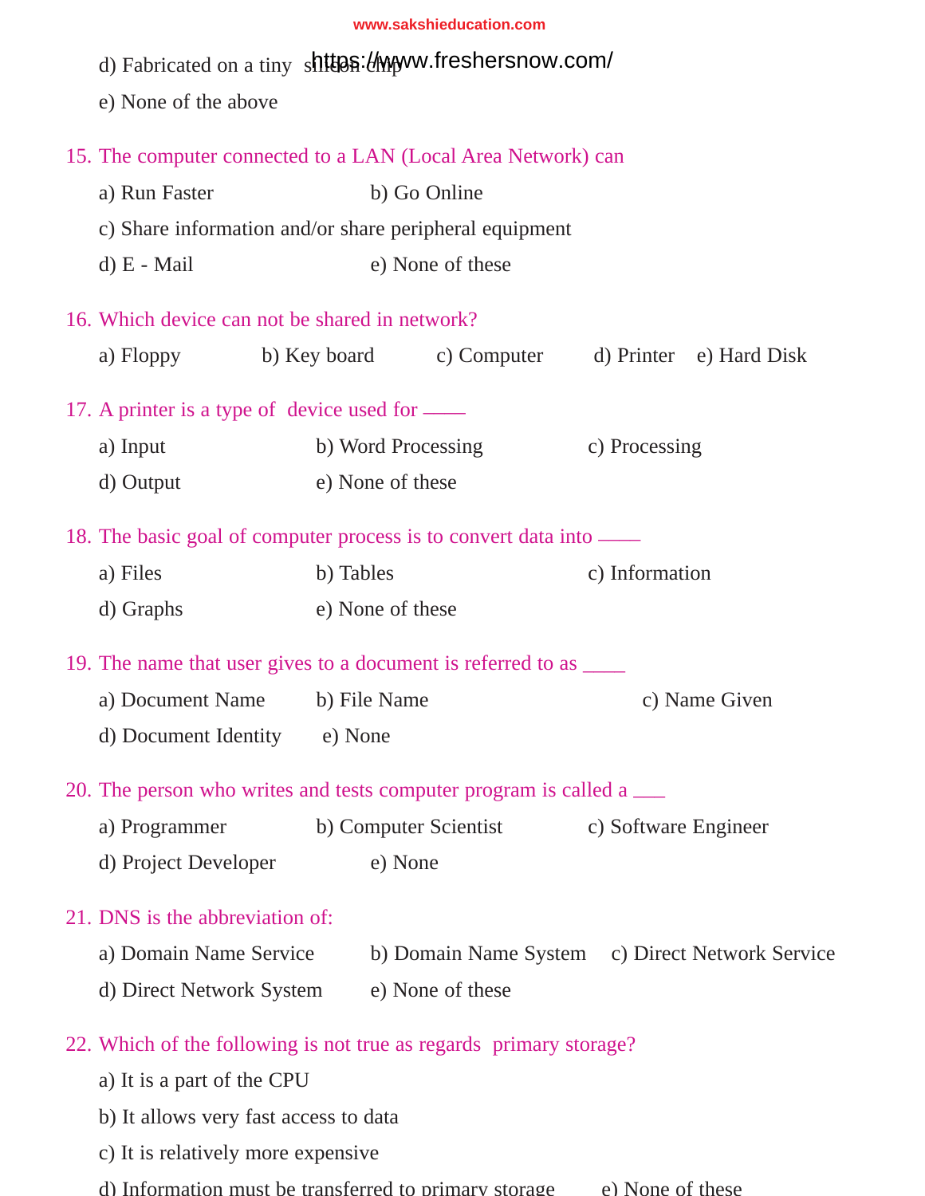d) Fabricated on a tiny silicon chip

e) None of the above

15. The computer connected to a LAN (Local Area Network) can

a) Run Faster  b) Go Online

c) Share information and/or share peripheral equipment

d) E - Mail  e) None of these

16. Which device can not be shared in network?

a) Floppy  b) Key board  c) Computer  d) Printer  e) Hard Disk

17. A printer is a type of device used for ____

a) Input  b) Word Processing  c) Processing

d) Output  e) None of these

18. The basic goal of computer process is to convert data into ____

a) Files  b) Tables  c) Information

d) Graphs  e) None of these

19. The name that user gives to a document is referred to as ____

a) Document Name  b) File Name  c) Name Given

d) Document Identity  e) None

20. The person who writes and tests computer program is called a ___

a) Programmer  b) Computer Scientist  c) Software Engineer

d) Project Developer  e) None

21. DNS is the abbreviation of:

a) Domain Name Service  b) Domain Name System  c) Direct Network Service

d) Direct Network System  e) None of these

22. Which of the following is not true as regards primary storage?

a) It is a part of the CPU

b) It allows very fast access to data

c) It is relatively more expensive

d) Information must be transferred to primary storage  e) None of these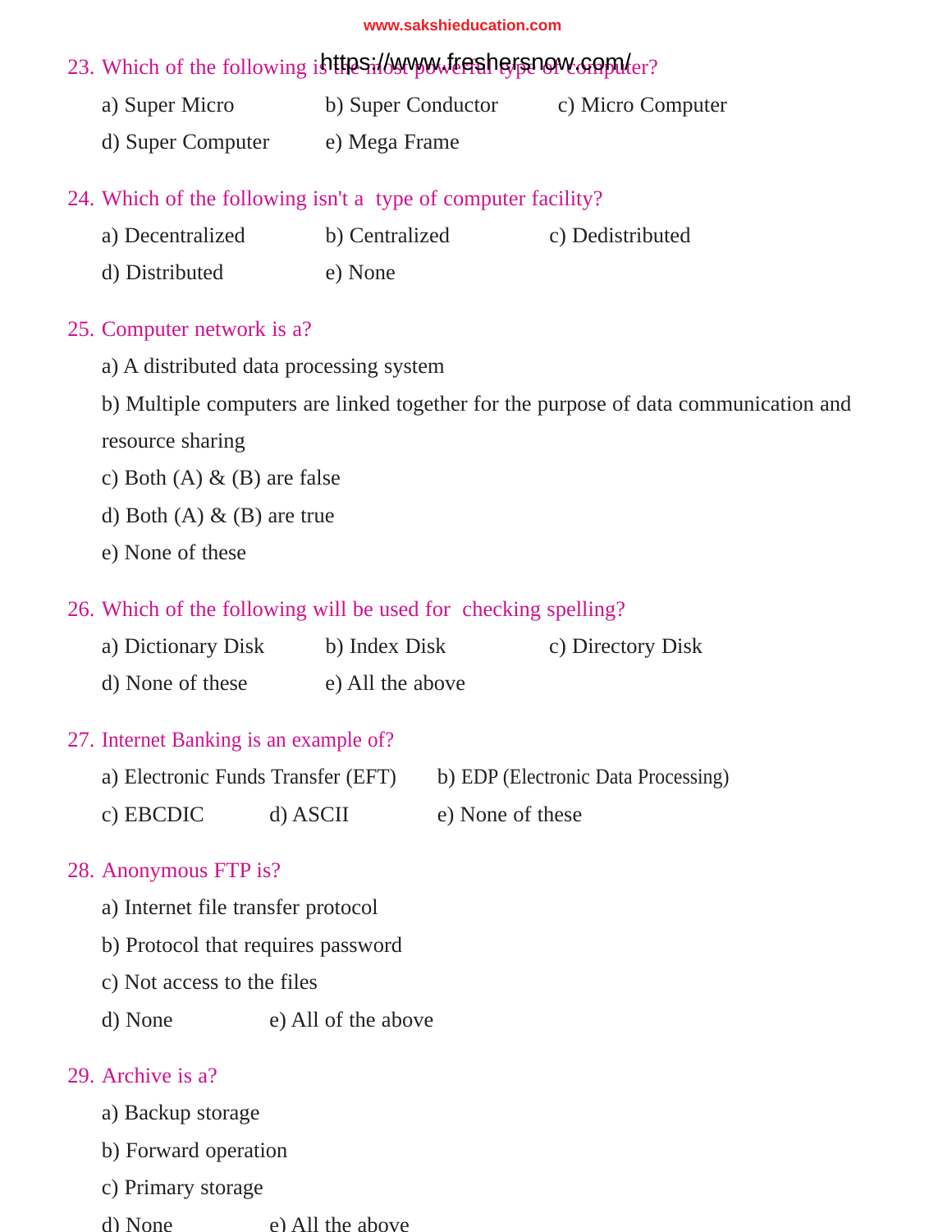23. Which of the following is the most powerful type of computer?

a) Super Micro b) Super Conductor c) Micro Computer
d) Super Computer e) Mega Frame

24. Which of the following isn't a type of computer facility?

a) Decentralized b) Centralized c) Dedistributed
d) Distributed e) None

25. Computer network is a?

a) A distributed data processing system

b) Multiple computers are linked together for the purpose of data communication and resource sharing

c) Both (A) & (B) are false

d) Both (A) & (B) are true

e) None of these

26. Which of the following will be used for checking spelling?

a) Dictionary Disk b) Index Disk c) Directory Disk
d) None of these e) All the above

27. Internet Banking is an example of?

a) Electronic Funds Transfer (EFT) b) EDP (Electronic Data Processing)
c) EBCDIC d) ASCII e) None of these

28. Anonymous FTP is?

a) Internet file transfer protocol

b) Protocol that requires password

c) Not access to the files

d) None e) All of the above

29. Archive is a?

a) Backup storage

b) Forward operation

c) Primary storage

d) None e) All the above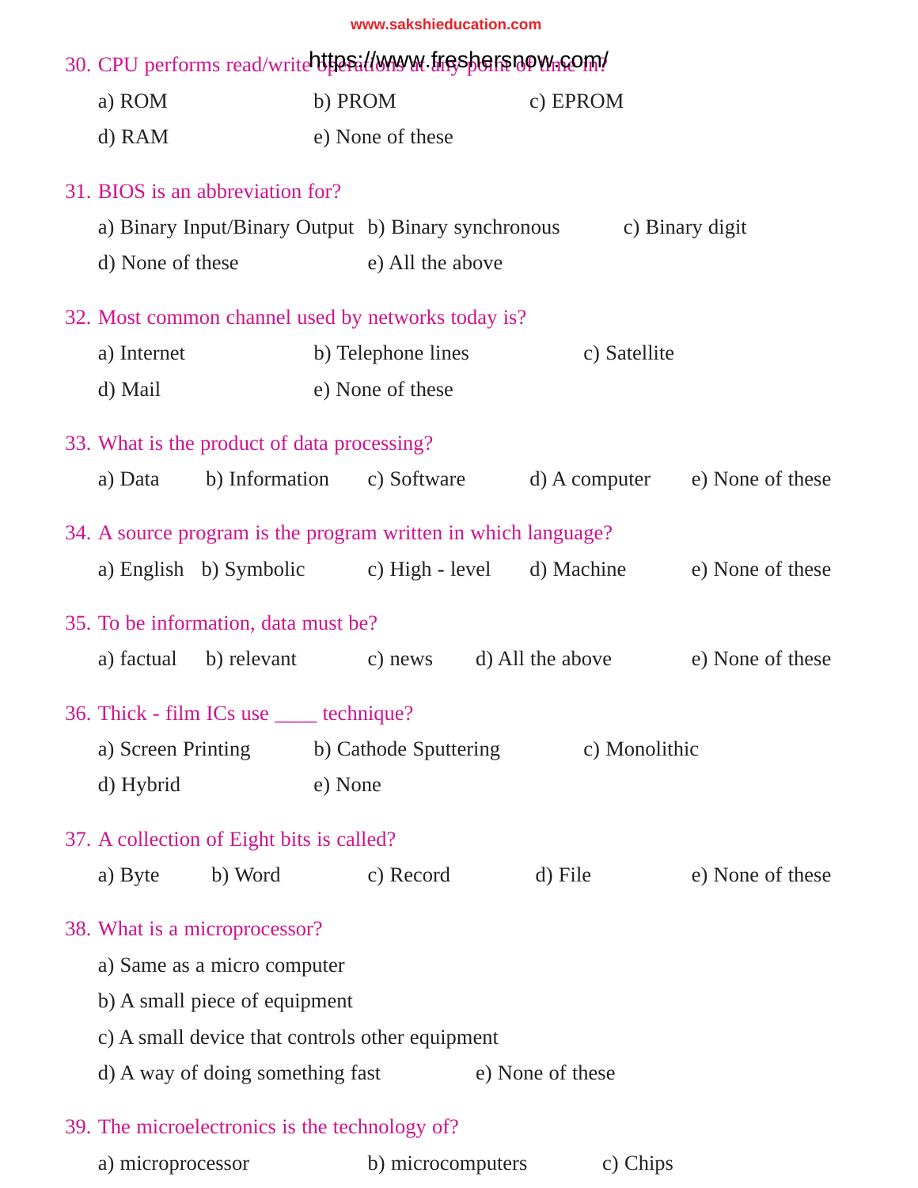30. CPU performs read/write operations at any point of time in?

a) ROM  b) PROM  c) EPROM
d) RAM  e) None of these

31. BIOS is an abbreviation for?

a) Binary Input/Binary Output  b) Binary synchronous  c) Binary digit
d) None of these  e) All the above

32. Most common channel used by networks today is?

a) Internet  b) Telephone lines  c) Satellite
d) Mail  e) None of these

33. What is the product of data processing?

a) Data  b) Information  c) Software  d) A computer  e) None of these

34. A source program is the program written in which language?

a) English  b) Symbolic  c) High - level  d) Machine  e) None of these

35. To be information, data must be?

a) factual  b) relevant  c) news  d) All the above  e) None of these

36. Thick - film ICs use ____ technique?

a) Screen Printing  b) Cathode Sputtering  c) Monolithic
d) Hybrid  e) None

37. A collection of Eight bits is called?

a) Byte  b) Word  c) Record  d) File  e) None of these

38. What is a microprocessor?

a) Same as a micro computer
b) A small piece of equipment
c) A small device that controls other equipment
d) A way of doing something fast  e) None of these

39. The microelectronics is the technology of?

a) microprocessor  b) microcomputers  c) Chips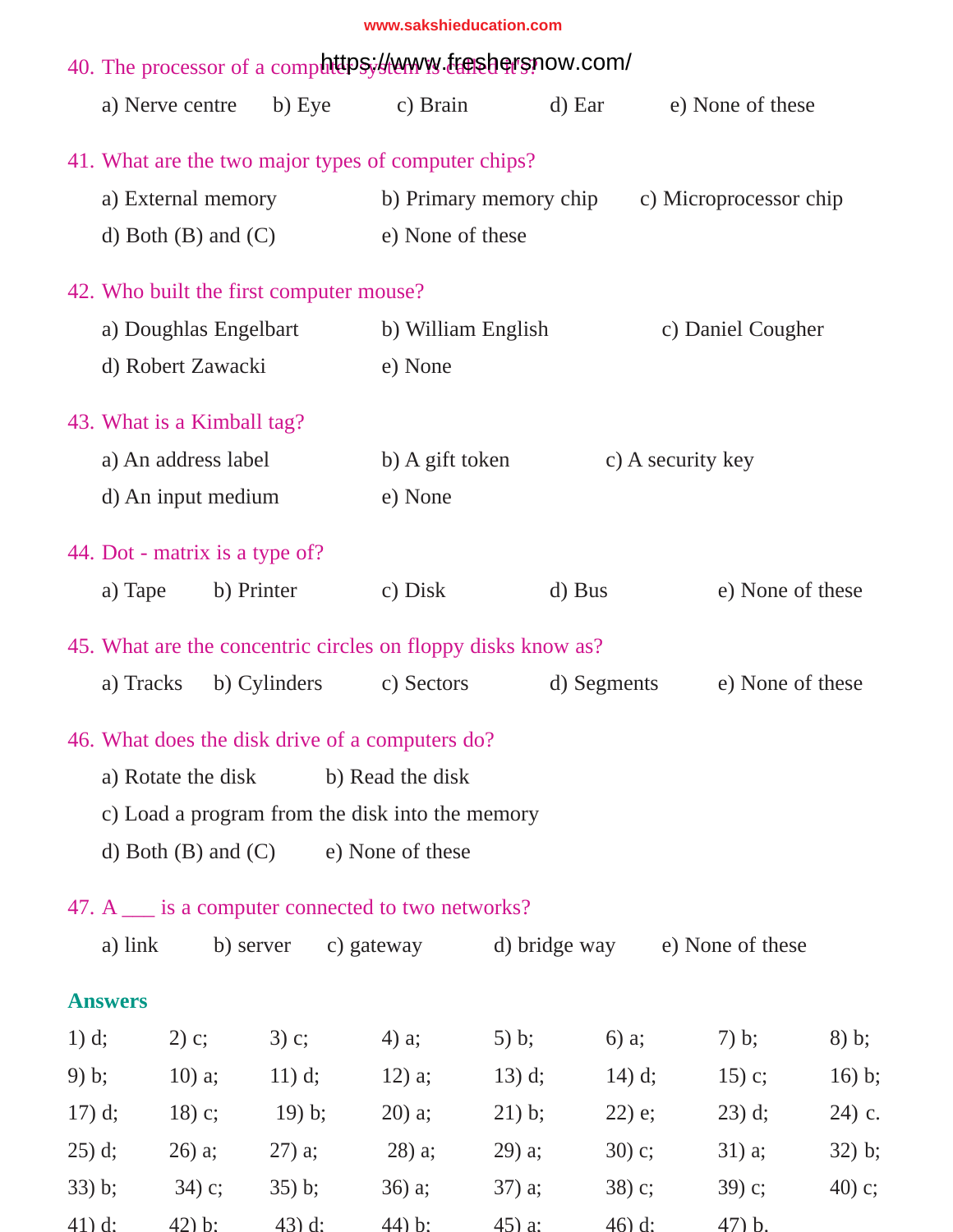40. The processor of a computer system is called it's?

a) Nerve centre b) Eye c) Brain d) Ear e) None of these

41. What are the two major types of computer chips?

a) External memory b) Primary memory chip c) Microprocessor chip
d) Both (B) and (C) e) None of these

42. Who built the first computer mouse?

a) Doughlas Engelbart b) William English c) Daniel Cougher
d) Robert Zawacki e) None

43. What is a Kimball tag?

a) An address label b) A gift token c) A security key
d) An input medium e) None

44. Dot - matrix is a type of?

a) Tape b) Printer c) Disk d) Bus e) None of these

45. What are the concentric circles on floppy disks know as?

a) Tracks b) Cylinders c) Sectors d) Segments e) None of these

46. What does the disk drive of a computers do?

a) Rotate the disk b) Read the disk
c) Load a program from the disk into the memory
d) Both (B) and (C) e) None of these

47. A ___ is a computer connected to two networks?

a) link b) server c) gateway d) bridge way e) None of these

## Answers

| | | | | | | | |
|---|---|---|---|---|---|---|---|
| 1) d; | 2) c; | 3) c; | 4) a; | 5) b; | 6) a; | 7) b; | 8) b; |
| 9) b; | 10) a; | 11) d; | 12) a; | 13) d; | 14) d; | 15) c; | 16) b; |
| 17) d; | 18) c; | 19) b; | 20) a; | 21) b; | 22) e; | 23) d; | 24) c. |
| 25) d; | 26) a; | 27) a; | 28) a; | 29) a; | 30) c; | 31) a; | 32) b; |
| 33) b; | 34) c; | 35) b; | 36) a; | 37) a; | 38) c; | 39) c; | 40) c; |
| 41) d; | 42) b; | 43) d; | 44) b; | 45) a; | 46) d; | 47) b. | |